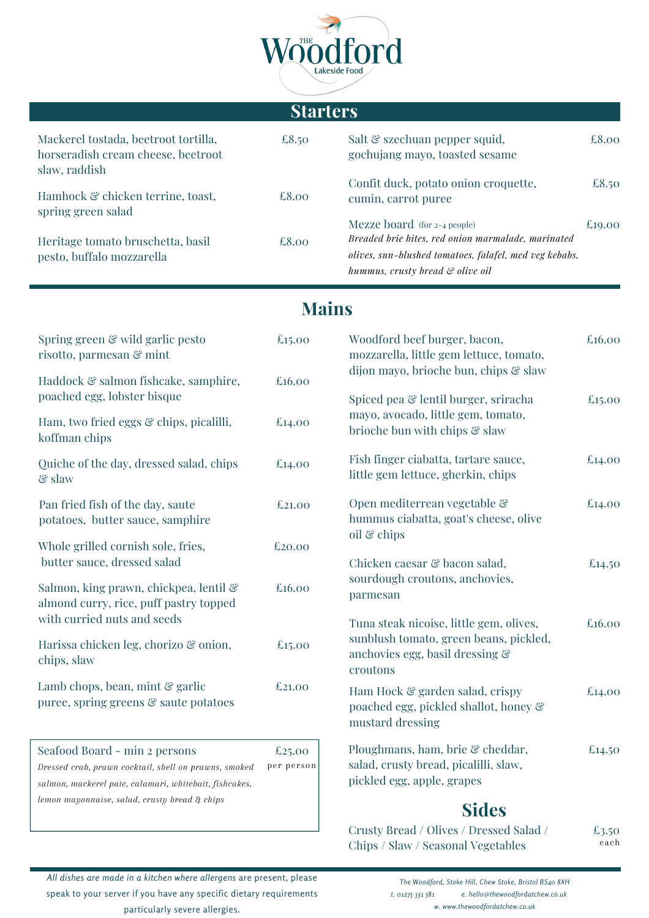# The Woodford

Lakeside Food

## Starters

Mackerel tostada, beetroot tortilla, horseradish cream cheese, beetroot slaw, radish — £8.50

Hamhock & chicken terrine, toast, spring green salad — £8.00

Heritage tomato bruschetta, basil pesto, buffalo mozzarella — £8.00

Salt & szechuan pepper squid, gochujang mayo, toasted sesame — £8.00

Confit duck, potato onion croquette, cumin, carrot puree — £8.50

Mezze board (for 2-4 people) — £19.00
*Breaded brie bites, red onion marmalade, marinated olives, sun-blushed tomatoes, falafel, med veg kebabs, hummus, crusty bread & olive oil*

## Mains

Spring green & wild garlic pesto risotto, parmesan & mint — £15.00

Haddock & salmon fishcake, samphire, poached egg, lobster bisque — £16.00

Ham, two fried eggs & chips, picalilli, koffman chips — £14.00

Quiche of the day, dressed salad, chips & slaw — £14.00

Pan fried fish of the day, saute potatoes, butter sauce, samphire — £21.00

Whole grilled cornish sole, fries, butter sauce, dressed salad — £20.00

Salmon, king prawn, chickpea, lentil & almond curry, rice, puff pastry topped with curried nuts and seeds — £16.00

Harissa chicken leg, chorizo & onion, chips, slaw — £15.00

Lamb chops, bean, mint & garlic puree, spring greens & saute potatoes — £21.00

Seafood Board - min 2 persons — £25.00 per person
*Dressed crab, prawn cocktail, shell on prawns, smoked salmon, mackerel pate, calamari, whitebait, fishcakes, lemon mayonnaise, salad, crusty bread & chips*

Woodford beef burger, bacon, mozzarella, little gem lettuce, tomato, dijon mayo, brioche bun, chips & slaw — £16.00

Spiced pea & lentil burger, sriracha mayo, avocado, little gem, tomato, brioche bun with chips & slaw — £15.00

Fish finger ciabatta, tartare sauce, little gem lettuce, gherkin, chips — £14.00

Open mediterrean vegetable & hummus ciabatta, goat's cheese, olive oil & chips — £14.00

Chicken caesar & bacon salad, sourdough croutons, anchovies, parmesan — £14.50

Tuna steak nicoise, little gem, olives, sunblush tomato, green beans, pickled, anchovies egg, basil dressing & croutons — £16.00

Ham Hock & garden salad, crispy poached egg, pickled shallot, honey & mustard dressing — £14.00

Ploughmans, ham, brie & cheddar, salad, crusty bread, picalilli, slaw, pickled egg, apple, grapes — £14.50

## Sides

Crusty Bread / Olives / Dressed Salad / Chips / Slaw / Seasonal Vegetables — £3.50 each

*All dishes are made in a kitchen where allergens* are present, please speak to your server if you have any specific dietary requirements particularly severe allergies.

*The Woodford, Stoke Hill, Chew Stoke, Bristol BS40 8XH*
*t. 01275 331 581 e. hello@thewoodfordatchew.co.uk*
*w. www.thewoodfordatchew.co.uk*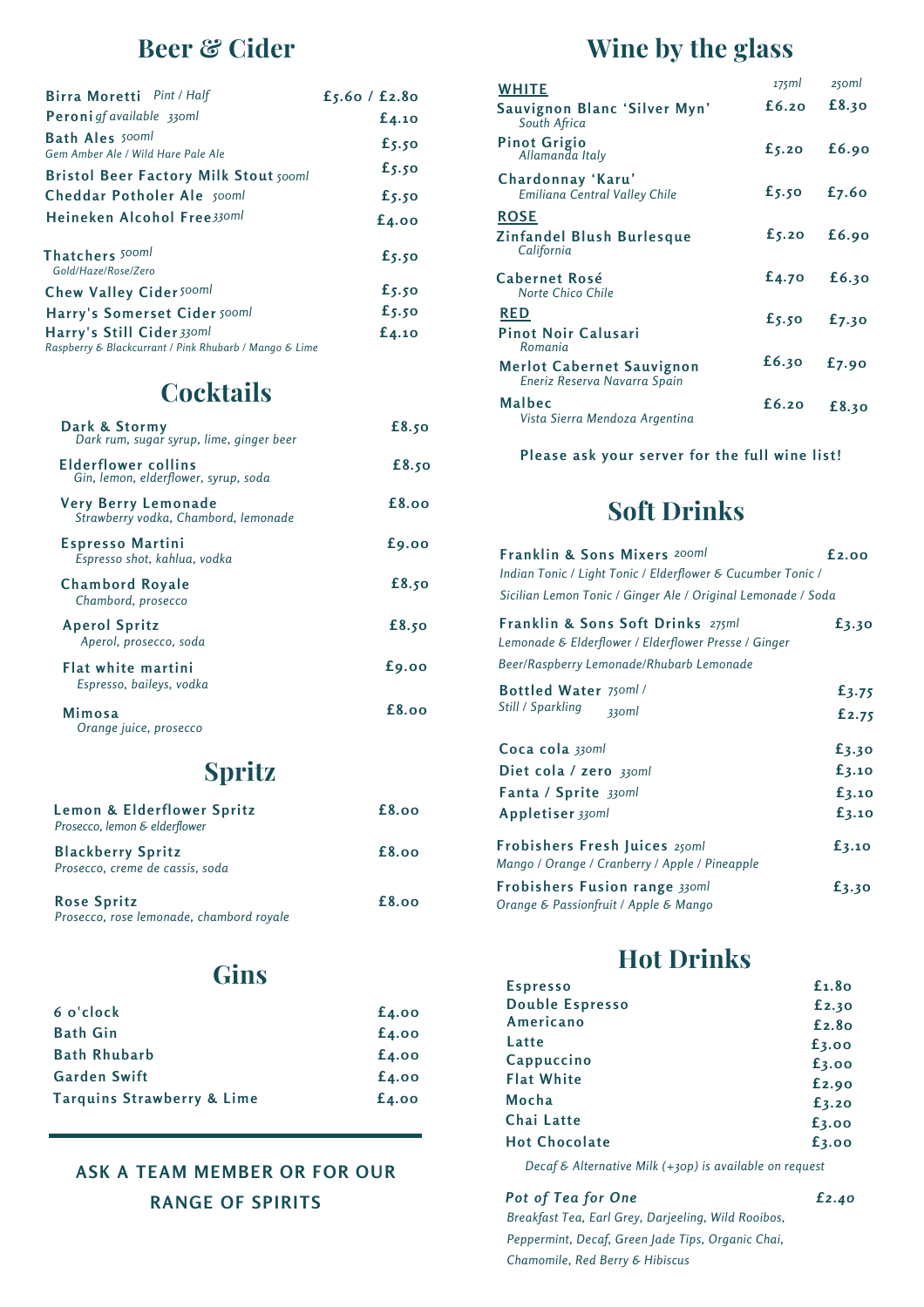## Beer & Cider

| | |
|---|---|
| **Birra Moretti** *Pint / Half* | £5.60 / £2.80 |
| **Peroni** *gf available 330ml* | £4.10 |
| **Bath Ales** *500ml* *Gem Amber Ale / Wild Hare Pale Ale* | £5.50 |
| **Bristol Beer Factory Milk Stout** *500ml* | £5.50 |
| **Cheddar Potholer Ale** *500ml* | £5.50 |
| **Heineken Alcohol Free** *330ml* | £4.00 |
| **Thatchers** *500ml* *Gold/Haze/Rose/Zero* | £5.50 |
| **Chew Valley Cider** *500ml* | £5.50 |
| **Harry's Somerset Cider** *500ml* | £5.50 |
| **Harry's Still Cider** *330ml* *Raspberry & Blackcurrant / Pink Rhubarb / Mango & Lime* | £4.10 |

## Cocktails

| | |
|---|---|
| **Dark & Stormy** *Dark rum, sugar syrup, lime, ginger beer* | £8.50 |
| **Elderflower collins** *Gin, lemon, elderflower, syrup, soda* | £8.50 |
| **Very Berry Lemonade** *Strawberry vodka, Chambord, lemonade* | £8.00 |
| **Espresso Martini** *Espresso shot, kahlua, vodka* | £9.00 |
| **Chambord Royale** *Chambord, prosecco* | £8.50 |
| **Aperol Spritz** *Aperol, prosecco, soda* | £8.50 |
| **Flat white martini** *Espresso, baileys, vodka* | £9.00 |
| **Mimosa** *Orange juice, prosecco* | £8.00 |

## Spritz

| | |
|---|---|
| **Lemon & Elderflower Spritz** *Prosecco, lemon & elderflower* | £8.00 |
| **Blackberry Spritz** *Prosecco, creme de cassis, soda* | £8.00 |
| **Rose Spritz** *Prosecco, rose lemonade, chambord royale* | £8.00 |

## Gins

| | |
|---|---|
| **6 o'clock** | £4.00 |
| **Bath Gin** | £4.00 |
| **Bath Rhubarb** | £4.00 |
| **Garden Swift** | £4.00 |
| **Tarquins Strawberry & Lime** | £4.00 |

**ASK A TEAM MEMBER OR FOR OUR RANGE OF SPIRITS**

## Wine by the glass

| | 175ml | 250ml |
|---|---|---|
| **WHITE** | | |
| **Sauvignon Blanc 'Silver Myn'** *South Africa* | £6.20 | £8.30 |
| **Pinot Grigio** *Allamanda Italy* | £5.20 | £6.90 |
| **Chardonnay 'Karu'** *Emiliana Central Valley Chile* | £5.50 | £7.60 |
| **ROSE** | | |
| **Zinfandel Blush Burlesque** *California* | £5.20 | £6.90 |
| **Cabernet Rosé** *Norte Chico Chile* | £4.70 | £6.30 |
| **RED** | | |
| **Pinot Noir Calusari** *Romania* | £5.50 | £7.30 |
| **Merlot Cabernet Sauvignon** *Eneriz Reserva Navarra Spain* | £6.30 | £7.90 |
| **Malbec** *Vista Sierra Mendoza Argentina* | £6.20 | £8.30 |

**Please ask your server for the full wine list!**

## Soft Drinks

| | |
|---|---|
| **Franklin & Sons Mixers** *200ml* *Indian Tonic / Light Tonic / Elderflower & Cucumber Tonic / Sicilian Lemon Tonic / Ginger Ale / Original Lemonade / Soda* | £2.00 |
| **Franklin & Sons Soft Drinks** *275ml* *Lemonade & Elderflower / Elderflower Presse / Ginger Beer/Raspberry Lemonade/Rhubarb Lemonade* | £3.30 |
| **Bottled Water** *750ml / 330ml* *Still / Sparkling* | £3.75 / £2.75 |
| **Coca cola** *330ml* | £3.30 |
| **Diet cola / zero** *330ml* | £3.10 |
| **Fanta / Sprite** *330ml* | £3.10 |
| **Appletiser** *330ml* | £3.10 |
| **Frobishers Fresh Juices** *250ml* *Mango / Orange / Cranberry / Apple / Pineapple* | £3.10 |
| **Frobishers Fusion range** *330ml* *Orange & Passionfruit / Apple & Mango* | £3.30 |

## Hot Drinks

| | |
|---|---|
| **Espresso** | £1.80 |
| **Double Espresso** | £2.30 |
| **Americano** | £2.80 |
| **Latte** | £3.00 |
| **Cappuccino** | £3.00 |
| **Flat White** | £2.90 |
| **Mocha** | £3.20 |
| **Chai Latte** | £3.00 |
| **Hot Chocolate** | £3.00 |

*Decaf & Alternative Milk (+30p) is available on request*

| | |
|---|---|
| ***Pot of Tea for One*** *Breakfast Tea, Earl Grey, Darjeeling, Wild Rooibos, Peppermint, Decaf, Green Jade Tips, Organic Chai, Chamomile, Red Berry & Hibiscus* | £2.40 |